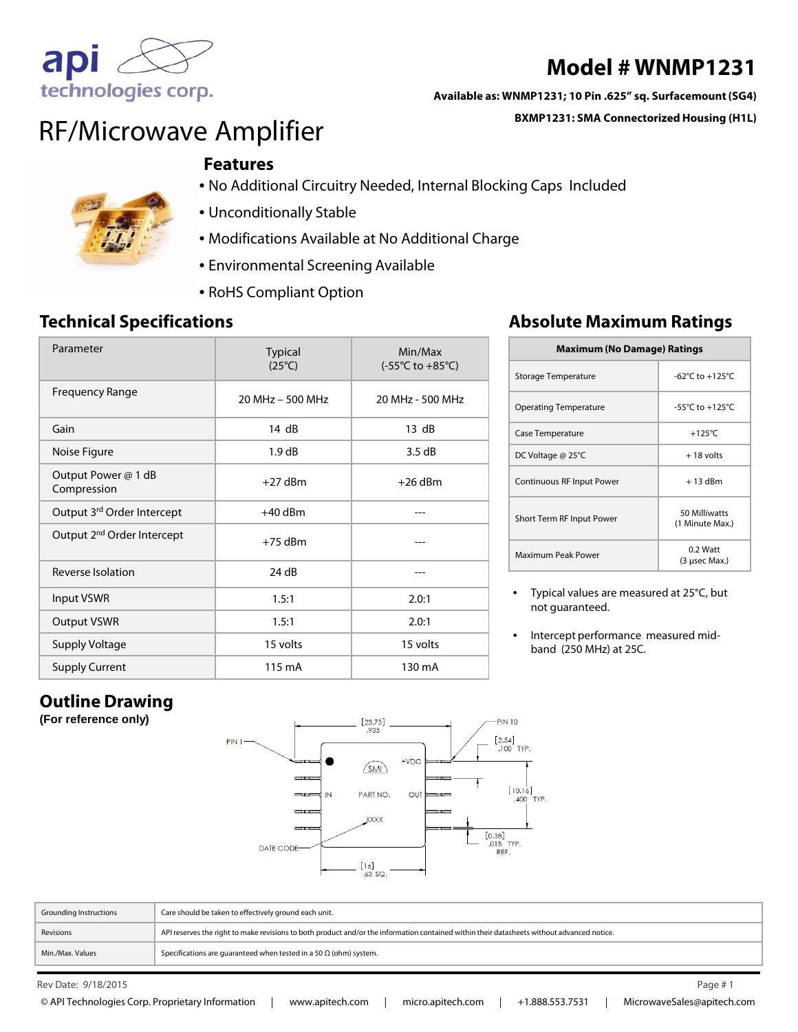# Model # WNMP1231

**Available as: WNMP1231; 10 Pin .625" sq. Surfacemount (SG4)**

**BXMP1231: SMA Connectorized Housing (H1L)**

# RF/Microwave Amplifier

## Features

- No Additional Circuitry Needed, Internal Blocking Caps Included
- Unconditionally Stable
- Modifications Available at No Additional Charge
- Environmental Screening Available
- RoHS Compliant Option

## Technical Specifications

| Parameter | Typical (25°C) | Min/Max (-55°C to +85°C) |
|---|---|---|
| Frequency Range | 20 MHz – 500 MHz | 20 MHz - 500 MHz |
| Gain | 14 dB | 13 dB |
| Noise Figure | 1.9 dB | 3.5 dB |
| Output Power @ 1 dB Compression | +27 dBm | +26 dBm |
| Output 3rd Order Intercept | +40 dBm | --- |
| Output 2nd Order Intercept | +75 dBm | --- |
| Reverse Isolation | 24 dB | --- |
| Input VSWR | 1.5:1 | 2.0:1 |
| Output VSWR | 1.5:1 | 2.0:1 |
| Supply Voltage | 15 volts | 15 volts |
| Supply Current | 115 mA | 130 mA |

## Absolute Maximum Ratings

| Maximum (No Damage) Ratings | |
|---|---|
| Storage Temperature | -62°C to +125°C |
| Operating Temperature | -55°C to +125°C |
| Case Temperature | +125°C |
| DC Voltage @ 25°C | + 18 volts |
| Continuous RF Input Power | + 13 dBm |
| Short Term RF Input Power | 50 Milliwatts (1 Minute Max.) |
| Maximum Peak Power | 0.2 Watt (3 µsec Max.) |

- Typical values are measured at 25°C, but not guaranteed.
- Intercept performance measured mid-band (250 MHz) at 25C.

## Outline Drawing

**(For reference only)**

PIN 1, PIN 10, [23.75] .935, [2.54] .100 TYP., +VDC, SMI, IN, PART NO., OUT, XXXX, [10.16] .400 TYP., [0.38] .015 TYP. REF., DATE CODE, [16] .63 SQ.

| | |
|---|---|
| Grounding Instructions | Care should be taken to effectively ground each unit. |
| Revisions | API reserves the right to make revisions to both product and/or the information contained within their datasheets without advanced notice. |
| Min./Max. Values | Specifications are guaranteed when tested in a 50 Ω (ohm) system. |

Rev Date: 9/18/2015

© API Technologies Corp. Proprietary Information | www.apitech.com | micro.apitech.com | +1.888.553.7531 | MicrowaveSales@apitech.com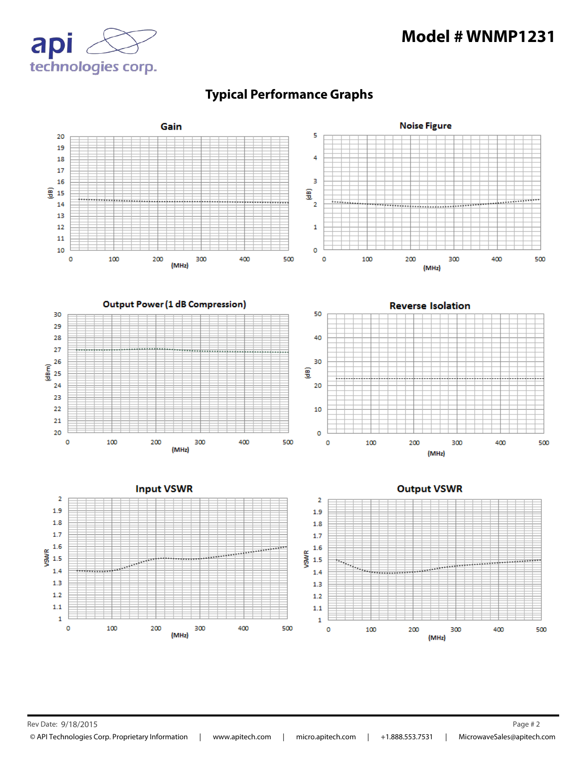# Model # WNMP1231

## Typical Performance Graphs

### Gain

(dB) vs (MHz)

### Noise Figure

(dB) vs (MHz)

### Output Power (1 dB Compression)

(dBm) vs (MHz)

### Reverse Isolation

(dB) vs (MHz)

### Input VSWR

VSWR vs (MHz)

### Output VSWR

VSWR vs (MHz)

Rev Date: 9/18/2015

© API Technologies Corp. Proprietary Information | www.apitech.com | micro.apitech.com | +1.888.553.7531 | MicrowaveSales@apitech.com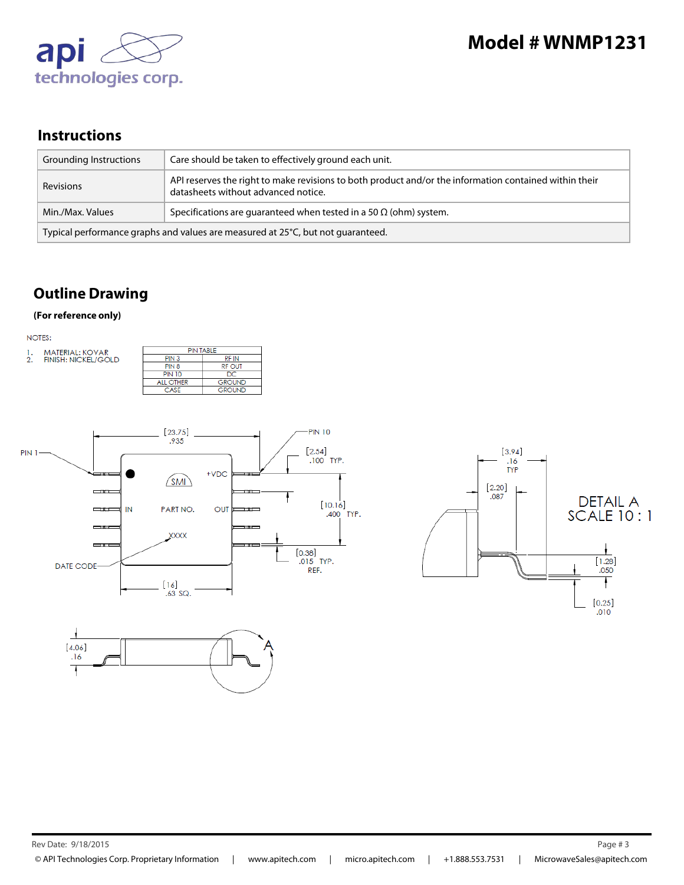# Model # WNMP1231

## Instructions

| | |
|---|---|
| Grounding Instructions | Care should be taken to effectively ground each unit. |
| Revisions | API reserves the right to make revisions to both product and/or the information contained within their datasheets without advanced notice. |
| Min./Max. Values | Specifications are guaranteed when tested in a 50 Ω (ohm) system. |
| Typical performance graphs and values are measured at 25°C, but not guaranteed. | |

## Outline Drawing

**(For reference only)**

NOTES:

1. MATERIAL: KOVAR
2. FINISH: NICKEL/GOLD

| PIN TABLE | |
|---|---|
| PIN 3 | RF IN |
| PIN 8 | RF OUT |
| PIN 10 | DC |
| ALL OTHER | GROUND |
| CASE | GROUND |

PIN 1

PIN 10

[23.75]
.935

[2.54]
.100 TYP.

+VDC

SMI

IN

PART NO.

OUT

[10.16]
.400 TYP.

XXXX

[0.38]
.015 TYP.
REF.

DATE CODE

[16]
.63 SQ.

[4.06]
.16

A

[3.94]
.16
TYP

[2.20]
.087

DETAIL A
SCALE 10 : 1

[1.28]
.050

[0.25]
.010